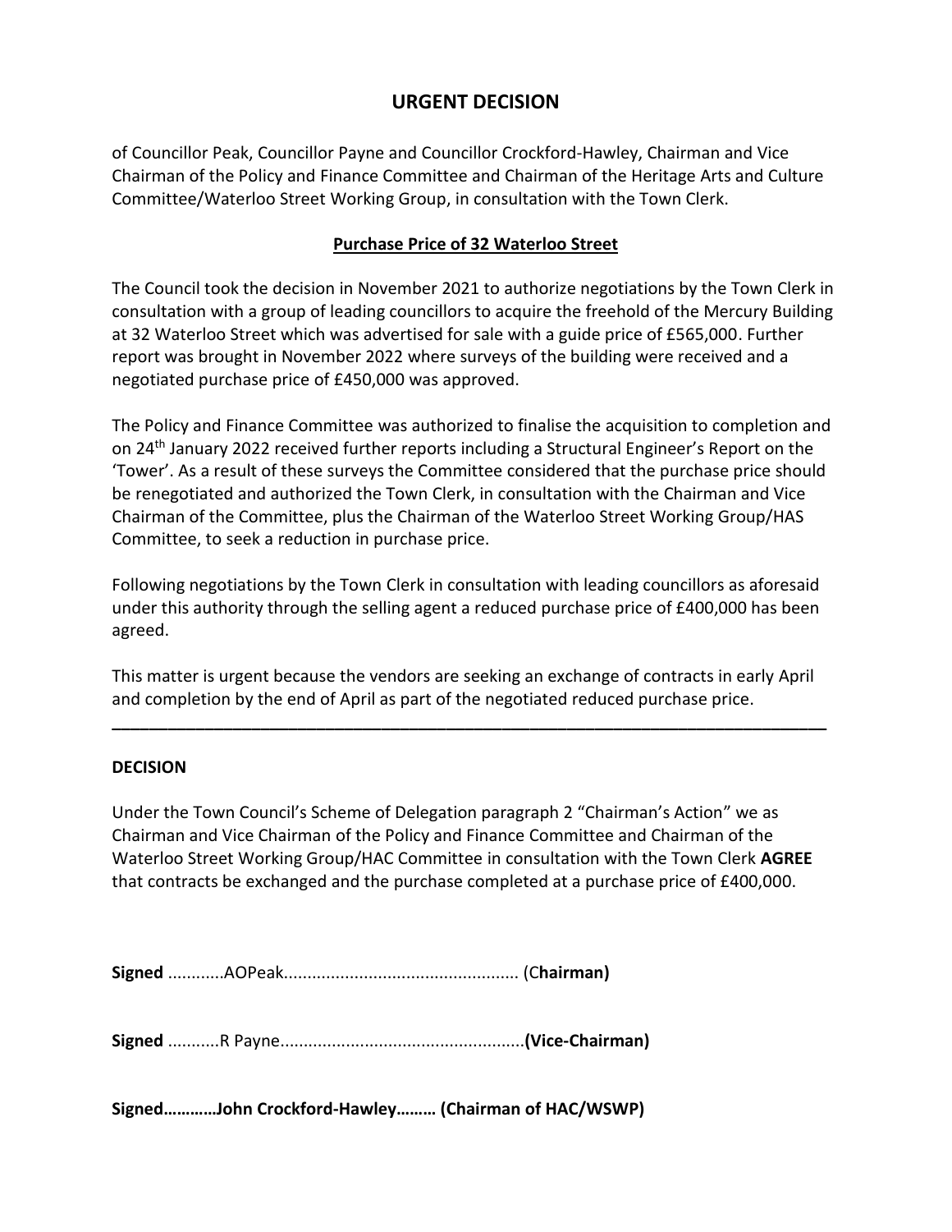# URGENT DECISION

of Councillor Peak, Councillor Payne and Councillor Crockford-Hawley, Chairman and Vice Chairman of the Policy and Finance Committee and Chairman of the Heritage Arts and Culture Committee/Waterloo Street Working Group, in consultation with the Town Clerk.

## Purchase Price of 32 Waterloo Street

The Council took the decision in November 2021 to authorize negotiations by the Town Clerk in consultation with a group of leading councillors to acquire the freehold of the Mercury Building at 32 Waterloo Street which was advertised for sale with a guide price of £565,000. Further report was brought in November 2022 where surveys of the building were received and a negotiated purchase price of £450,000 was approved.

The Policy and Finance Committee was authorized to finalise the acquisition to completion and on 24th January 2022 received further reports including a Structural Engineer's Report on the 'Tower'. As a result of these surveys the Committee considered that the purchase price should be renegotiated and authorized the Town Clerk, in consultation with the Chairman and Vice Chairman of the Committee, plus the Chairman of the Waterloo Street Working Group/HAS Committee, to seek a reduction in purchase price.

Following negotiations by the Town Clerk in consultation with leading councillors as aforesaid under this authority through the selling agent a reduced purchase price of £400,000 has been agreed.

This matter is urgent because the vendors are seeking an exchange of contracts in early April and completion by the end of April as part of the negotiated reduced purchase price.

---

**DECISION**

Under the Town Council's Scheme of Delegation paragraph 2 "Chairman's Action" we as Chairman and Vice Chairman of the Policy and Finance Committee and Chairman of the Waterloo Street Working Group/HAC Committee in consultation with the Town Clerk **AGREE** that contracts be exchanged and the purchase completed at a purchase price of £400,000.

**Signed** ............AOPeak.................................................. (**Chairman)**

**Signed** ...........R Payne....................................................**(Vice-Chairman)**

**Signed…………John Crockford-Hawley……… (Chairman of HAC/WSWP)**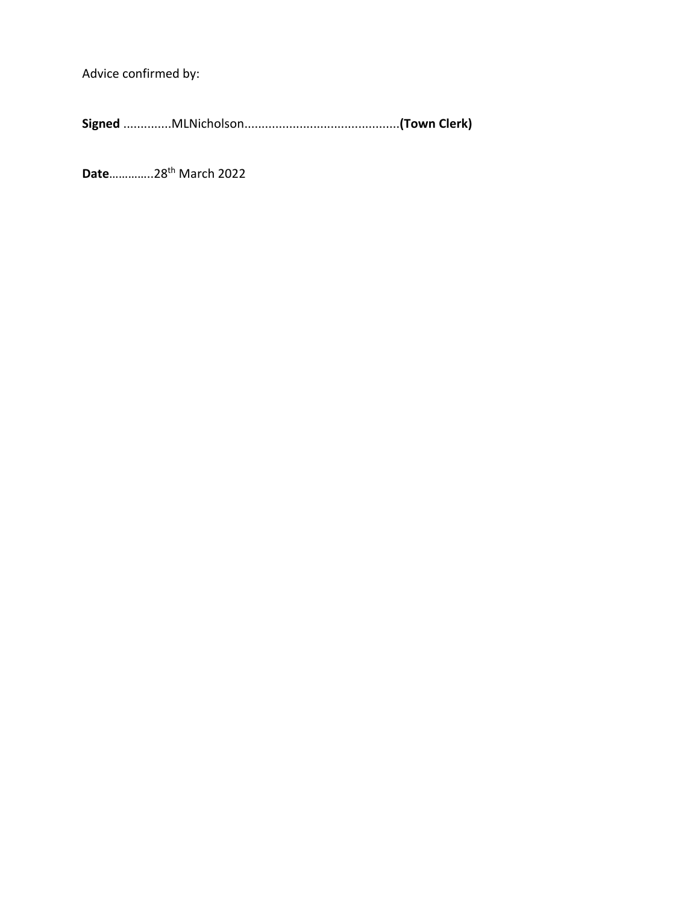Advice confirmed by:

**Signed** ..............MLNicholson.............................................**(Town Clerk)**

**Date**…………..28th March 2022